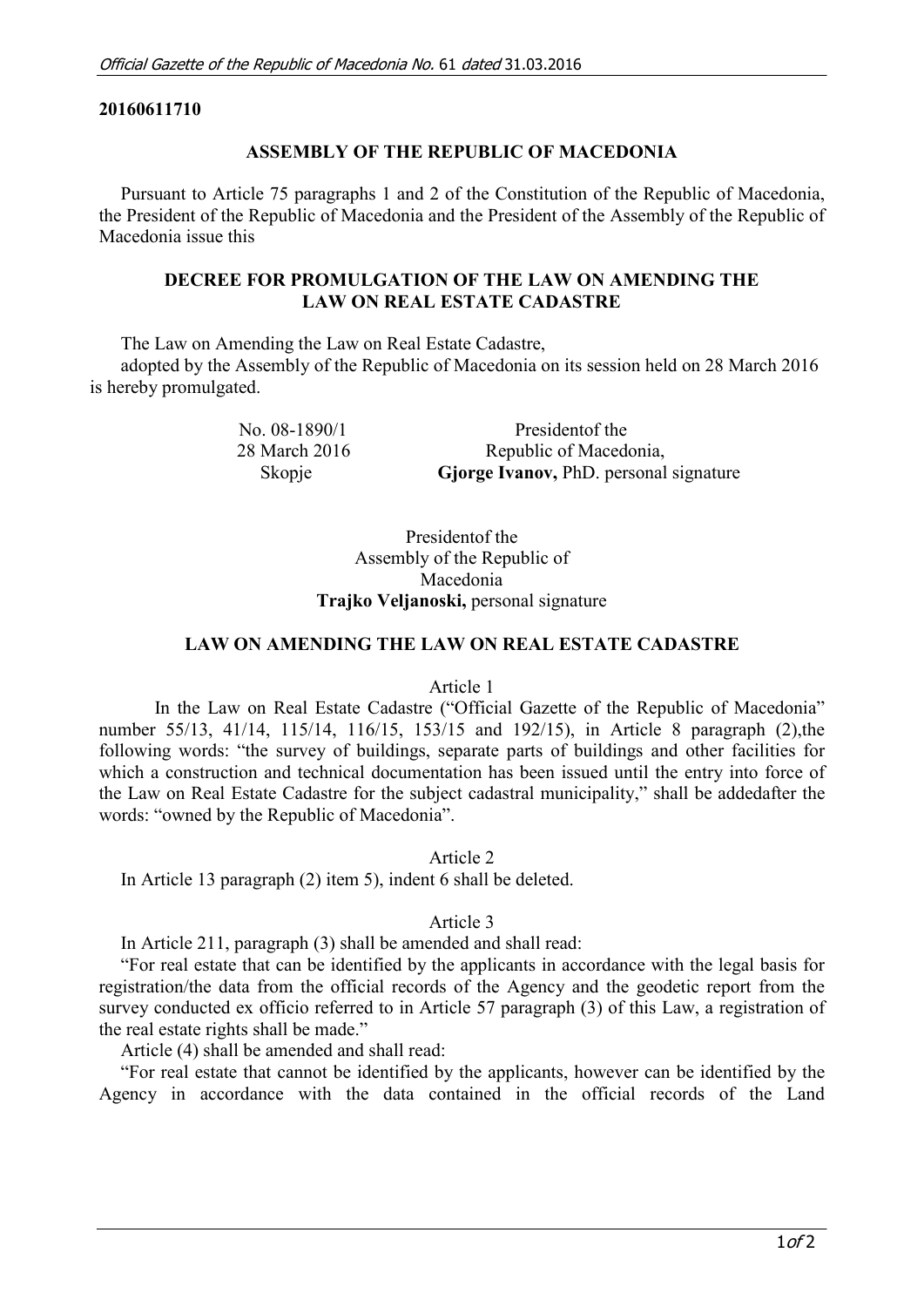**20160611710**

**ASSEMBLY OF THE REPUBLIC OF MACEDONIA**

Pursuant to Article 75 paragraphs 1 and 2 of the Constitution of the Republic of Macedonia, the President of the Republic of Macedonia and the President of the Assembly of the Republic of Macedonia issue this

**DECREE FOR PROMULGATION OF THE LAW ON AMENDING THE LAW ON REAL ESTATE CADASTRE**

The Law on Amending the Law on Real Estate Cadastre,
adopted by the Assembly of the Republic of Macedonia on its session held on 28 March 2016 is hereby promulgated.

No. 08-1890/1
28 March 2016
Skopje

Presidentof the
Republic of Macedonia,
**Gjorge Ivanov,** PhD. personal signature

Presidentof the
Assembly of the Republic of
Macedonia
**Trajko Veljanoski,** personal signature

**LAW ON AMENDING THE LAW ON REAL ESTATE CADASTRE**

Article 1

In the Law on Real Estate Cadastre ("Official Gazette of the Republic of Macedonia" number 55/13, 41/14, 115/14, 116/15, 153/15 and 192/15), in Article 8 paragraph (2),the following words: "the survey of buildings, separate parts of buildings and other facilities for which a construction and technical documentation has been issued until the entry into force of the Law on Real Estate Cadastre for the subject cadastral municipality," shall be addedafter the words: "owned by the Republic of Macedonia".

Article 2

In Article 13 paragraph (2) item 5), indent 6 shall be deleted.

Article 3

In Article 211, paragraph (3) shall be amended and shall read:

"For real estate that can be identified by the applicants in accordance with the legal basis for registration/the data from the official records of the Agency and the geodetic report from the survey conducted ex officio referred to in Article 57 paragraph (3) of this Law, a registration of the real estate rights shall be made."

Article (4) shall be amended and shall read:

"For real estate that cannot be identified by the applicants, however can be identified by the Agency in accordance with the data contained in the official records of the Land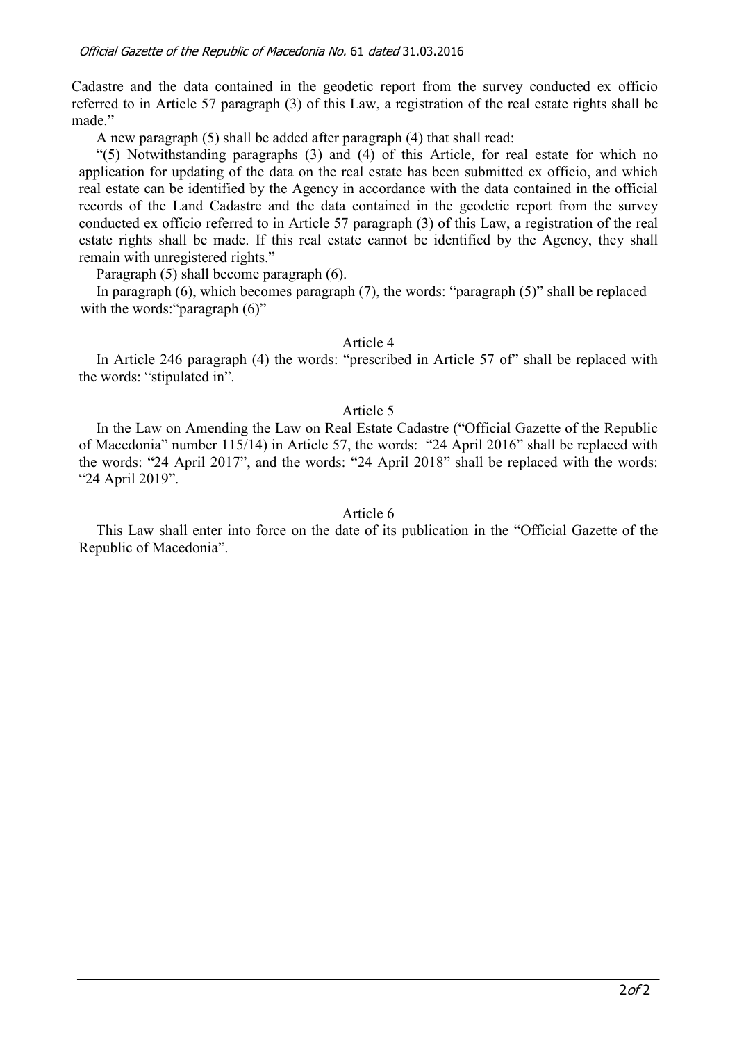Cadastre and the data contained in the geodetic report from the survey conducted ex officio referred to in Article 57 paragraph (3) of this Law, a registration of the real estate rights shall be made."

A new paragraph (5) shall be added after paragraph (4) that shall read:

"(5) Notwithstanding paragraphs (3) and (4) of this Article, for real estate for which no application for updating of the data on the real estate has been submitted ex officio, and which real estate can be identified by the Agency in accordance with the data contained in the official records of the Land Cadastre and the data contained in the geodetic report from the survey conducted ex officio referred to in Article 57 paragraph (3) of this Law, a registration of the real estate rights shall be made. If this real estate cannot be identified by the Agency, they shall remain with unregistered rights."

Paragraph (5) shall become paragraph (6).

In paragraph (6), which becomes paragraph (7), the words: "paragraph (5)" shall be replaced with the words:"paragraph (6)"

Article 4

In Article 246 paragraph (4) the words: "prescribed in Article 57 of" shall be replaced with the words: "stipulated in".

Article 5

In the Law on Amending the Law on Real Estate Cadastre ("Official Gazette of the Republic of Macedonia" number 115/14) in Article 57, the words: "24 April 2016" shall be replaced with the words: "24 April 2017", and the words: "24 April 2018" shall be replaced with the words: "24 April 2019".

Article 6

This Law shall enter into force on the date of its publication in the "Official Gazette of the Republic of Macedonia".